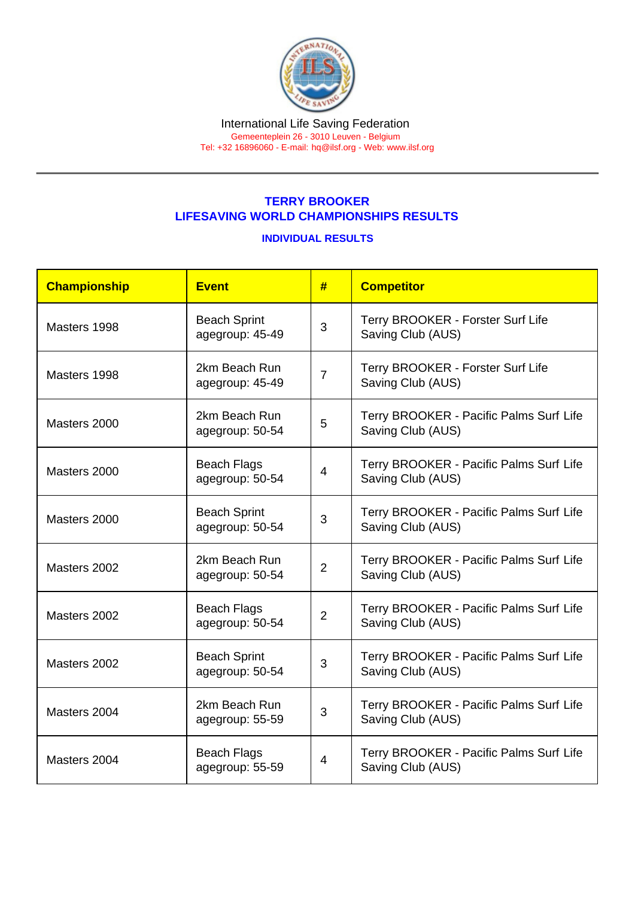International Life Saving Federation
Gemeenteplein 26 - 3010 Leuven - Belgium
Tel: +32 16896060 - E-mail: hq@ilsf.org - Web: www.ilsf.org

## TERRY BROOKER
## LIFESAVING WORLD CHAMPIONSHIPS RESULTS

### INDIVIDUAL RESULTS

| Championship | Event | # | Competitor |
|---|---|---|---|
| Masters 1998 | Beach Sprint agegroup: 45-49 | 3 | Terry BROOKER - Forster Surf Life Saving Club (AUS) |
| Masters 1998 | 2km Beach Run agegroup: 45-49 | 7 | Terry BROOKER - Forster Surf Life Saving Club (AUS) |
| Masters 2000 | 2km Beach Run agegroup: 50-54 | 5 | Terry BROOKER - Pacific Palms Surf Life Saving Club (AUS) |
| Masters 2000 | Beach Flags agegroup: 50-54 | 4 | Terry BROOKER - Pacific Palms Surf Life Saving Club (AUS) |
| Masters 2000 | Beach Sprint agegroup: 50-54 | 3 | Terry BROOKER - Pacific Palms Surf Life Saving Club (AUS) |
| Masters 2002 | 2km Beach Run agegroup: 50-54 | 2 | Terry BROOKER - Pacific Palms Surf Life Saving Club (AUS) |
| Masters 2002 | Beach Flags agegroup: 50-54 | 2 | Terry BROOKER - Pacific Palms Surf Life Saving Club (AUS) |
| Masters 2002 | Beach Sprint agegroup: 50-54 | 3 | Terry BROOKER - Pacific Palms Surf Life Saving Club (AUS) |
| Masters 2004 | 2km Beach Run agegroup: 55-59 | 3 | Terry BROOKER - Pacific Palms Surf Life Saving Club (AUS) |
| Masters 2004 | Beach Flags agegroup: 55-59 | 4 | Terry BROOKER - Pacific Palms Surf Life Saving Club (AUS) |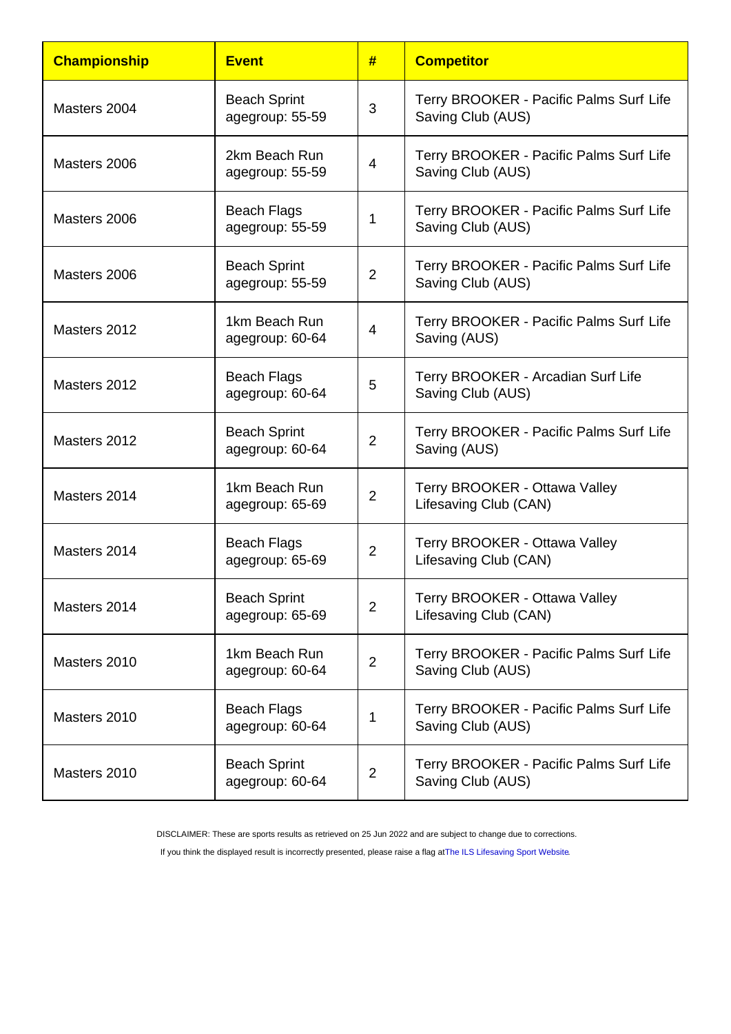| Championship | Event | # | Competitor |
|---|---|---|---|
| Masters 2004 | Beach Sprint agegroup: 55-59 | 3 | Terry BROOKER - Pacific Palms Surf Life Saving Club (AUS) |
| Masters 2006 | 2km Beach Run agegroup: 55-59 | 4 | Terry BROOKER - Pacific Palms Surf Life Saving Club (AUS) |
| Masters 2006 | Beach Flags agegroup: 55-59 | 1 | Terry BROOKER - Pacific Palms Surf Life Saving Club (AUS) |
| Masters 2006 | Beach Sprint agegroup: 55-59 | 2 | Terry BROOKER - Pacific Palms Surf Life Saving Club (AUS) |
| Masters 2012 | 1km Beach Run agegroup: 60-64 | 4 | Terry BROOKER - Pacific Palms Surf Life Saving (AUS) |
| Masters 2012 | Beach Flags agegroup: 60-64 | 5 | Terry BROOKER - Arcadian Surf Life Saving Club (AUS) |
| Masters 2012 | Beach Sprint agegroup: 60-64 | 2 | Terry BROOKER - Pacific Palms Surf Life Saving (AUS) |
| Masters 2014 | 1km Beach Run agegroup: 65-69 | 2 | Terry BROOKER - Ottawa Valley Lifesaving Club (CAN) |
| Masters 2014 | Beach Flags agegroup: 65-69 | 2 | Terry BROOKER - Ottawa Valley Lifesaving Club (CAN) |
| Masters 2014 | Beach Sprint agegroup: 65-69 | 2 | Terry BROOKER - Ottawa Valley Lifesaving Club (CAN) |
| Masters 2010 | 1km Beach Run agegroup: 60-64 | 2 | Terry BROOKER - Pacific Palms Surf Life Saving Club (AUS) |
| Masters 2010 | Beach Flags agegroup: 60-64 | 1 | Terry BROOKER - Pacific Palms Surf Life Saving Club (AUS) |
| Masters 2010 | Beach Sprint agegroup: 60-64 | 2 | Terry BROOKER - Pacific Palms Surf Life Saving Club (AUS) |

DISCLAIMER: These are sports results as retrieved on 25 Jun 2022 and are subject to change due to corrections.

If you think the displayed result is incorrectly presented, please raise a flag at The ILS Lifesaving Sport Website.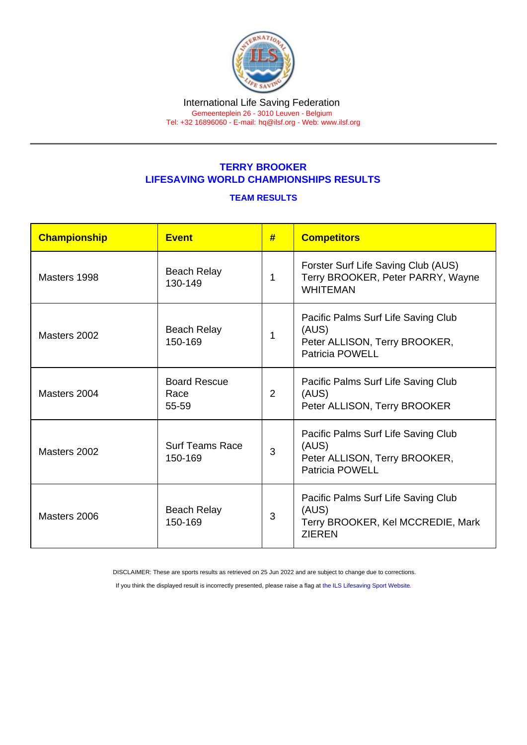International Life Saving Federation
Gemeenteplein 26 - 3010 Leuven - Belgium
Tel: +32 16896060 - E-mail: hq@ilsf.org - Web: www.ilsf.org

## TERRY BROOKER
## LIFESAVING WORLD CHAMPIONSHIPS RESULTS

### TEAM RESULTS

| Championship | Event | # | Competitors |
|---|---|---|---|
| Masters 1998 | Beach Relay 130-149 | 1 | Forster Surf Life Saving Club (AUS) Terry BROOKER, Peter PARRY, Wayne WHITEMAN |
| Masters 2002 | Beach Relay 150-169 | 1 | Pacific Palms Surf Life Saving Club (AUS) Peter ALLISON, Terry BROOKER, Patricia POWELL |
| Masters 2004 | Board Rescue Race 55-59 | 2 | Pacific Palms Surf Life Saving Club (AUS) Peter ALLISON, Terry BROOKER |
| Masters 2002 | Surf Teams Race 150-169 | 3 | Pacific Palms Surf Life Saving Club (AUS) Peter ALLISON, Terry BROOKER, Patricia POWELL |
| Masters 2006 | Beach Relay 150-169 | 3 | Pacific Palms Surf Life Saving Club (AUS) Terry BROOKER, Kel MCCREDIE, Mark ZIEREN |

DISCLAIMER: These are sports results as retrieved on 25 Jun 2022 and are subject to change due to corrections.

If you think the displayed result is incorrectly presented, please raise a flag at the ILS Lifesaving Sport Website.